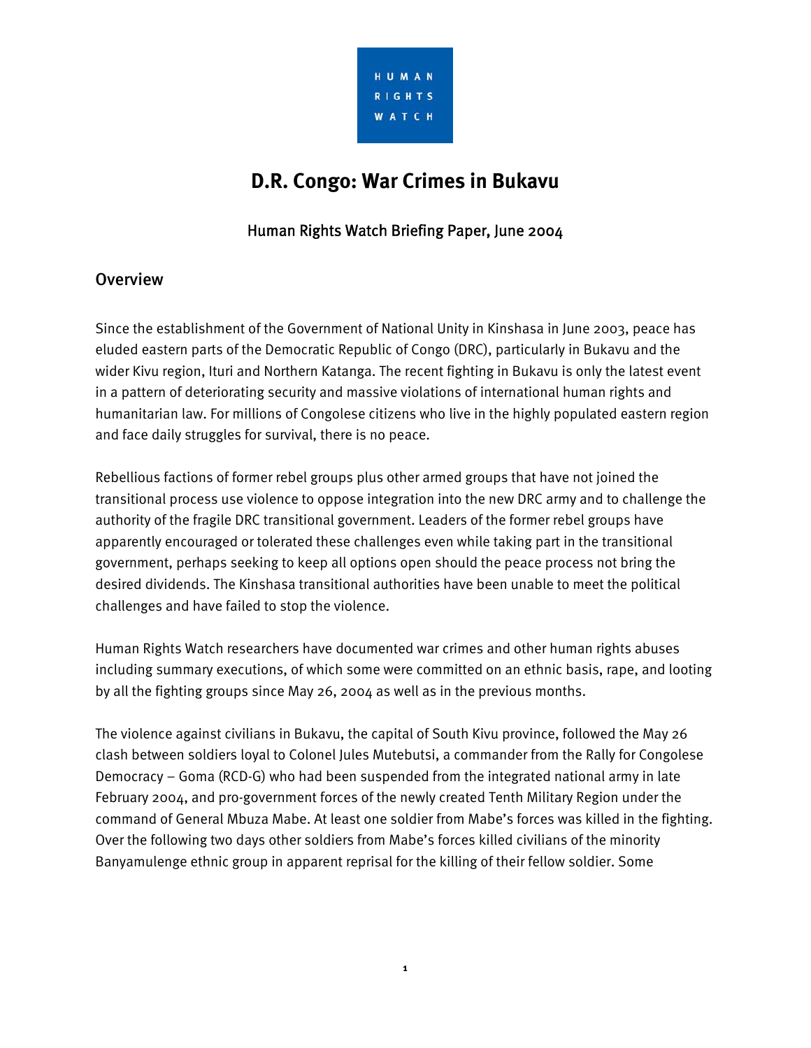HUMAN RIGHTS WATCH

# D.R. Congo: War Crimes in Bukavu

Human Rights Watch Briefing Paper, June 2004

## Overview

Since the establishment of the Government of National Unity in Kinshasa in June 2003, peace has eluded eastern parts of the Democratic Republic of Congo (DRC), particularly in Bukavu and the wider Kivu region, Ituri and Northern Katanga. The recent fighting in Bukavu is only the latest event in a pattern of deteriorating security and massive violations of international human rights and humanitarian law. For millions of Congolese citizens who live in the highly populated eastern region and face daily struggles for survival, there is no peace.

Rebellious factions of former rebel groups plus other armed groups that have not joined the transitional process use violence to oppose integration into the new DRC army and to challenge the authority of the fragile DRC transitional government. Leaders of the former rebel groups have apparently encouraged or tolerated these challenges even while taking part in the transitional government, perhaps seeking to keep all options open should the peace process not bring the desired dividends. The Kinshasa transitional authorities have been unable to meet the political challenges and have failed to stop the violence.

Human Rights Watch researchers have documented war crimes and other human rights abuses including summary executions, of which some were committed on an ethnic basis, rape, and looting by all the fighting groups since May 26, 2004 as well as in the previous months.

The violence against civilians in Bukavu, the capital of South Kivu province, followed the May 26 clash between soldiers loyal to Colonel Jules Mutebutsi, a commander from the Rally for Congolese Democracy – Goma (RCD-G) who had been suspended from the integrated national army in late February 2004, and pro-government forces of the newly created Tenth Military Region under the command of General Mbuza Mabe. At least one soldier from Mabe's forces was killed in the fighting. Over the following two days other soldiers from Mabe's forces killed civilians of the minority Banyamulenge ethnic group in apparent reprisal for the killing of their fellow soldier. Some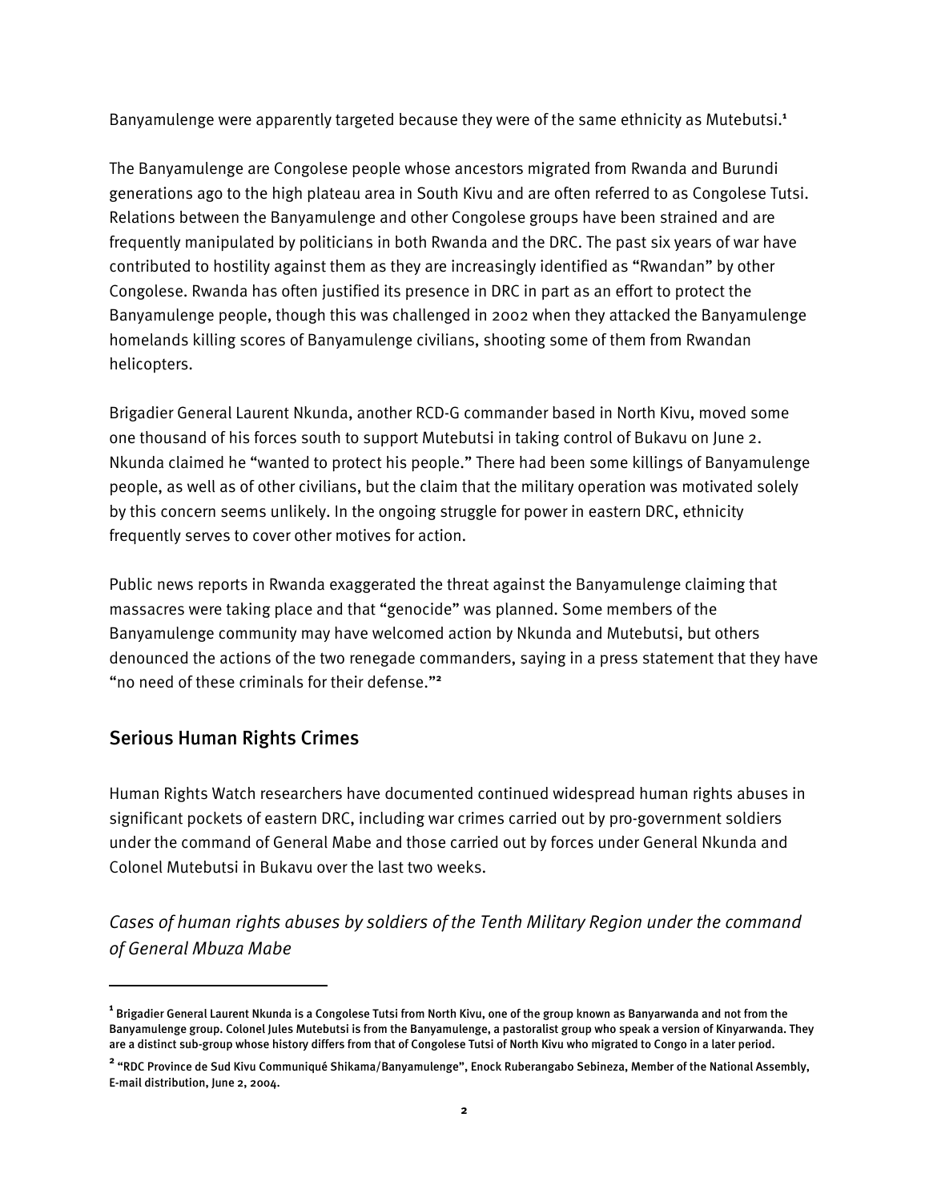Banyamulenge were apparently targeted because they were of the same ethnicity as Mutebutsi.[1]

The Banyamulenge are Congolese people whose ancestors migrated from Rwanda and Burundi generations ago to the high plateau area in South Kivu and are often referred to as Congolese Tutsi. Relations between the Banyamulenge and other Congolese groups have been strained and are frequently manipulated by politicians in both Rwanda and the DRC. The past six years of war have contributed to hostility against them as they are increasingly identified as "Rwandan" by other Congolese. Rwanda has often justified its presence in DRC in part as an effort to protect the Banyamulenge people, though this was challenged in 2002 when they attacked the Banyamulenge homelands killing scores of Banyamulenge civilians, shooting some of them from Rwandan helicopters.

Brigadier General Laurent Nkunda, another RCD-G commander based in North Kivu, moved some one thousand of his forces south to support Mutebutsi in taking control of Bukavu on June 2. Nkunda claimed he "wanted to protect his people." There had been some killings of Banyamulenge people, as well as of other civilians, but the claim that the military operation was motivated solely by this concern seems unlikely. In the ongoing struggle for power in eastern DRC, ethnicity frequently serves to cover other motives for action.

Public news reports in Rwanda exaggerated the threat against the Banyamulenge claiming that massacres were taking place and that "genocide" was planned. Some members of the Banyamulenge community may have welcomed action by Nkunda and Mutebutsi, but others denounced the actions of the two renegade commanders, saying in a press statement that they have "no need of these criminals for their defense."[2]

## Serious Human Rights Crimes

Human Rights Watch researchers have documented continued widespread human rights abuses in significant pockets of eastern DRC, including war crimes carried out by pro-government soldiers under the command of General Mabe and those carried out by forces under General Nkunda and Colonel Mutebutsi in Bukavu over the last two weeks.

*Cases of human rights abuses by soldiers of the Tenth Military Region under the command of General Mbuza Mabe*

---

[1] Brigadier General Laurent Nkunda is a Congolese Tutsi from North Kivu, one of the group known as Banyarwanda and not from the Banyamulenge group. Colonel Jules Mutebutsi is from the Banyamulenge, a pastoralist group who speak a version of Kinyarwanda. They are a distinct sub-group whose history differs from that of Congolese Tutsi of North Kivu who migrated to Congo in a later period.

[2] "RDC Province de Sud Kivu Communiqué Shikama/Banyamulenge", Enock Ruberangabo Sebineza, Member of the National Assembly, E-mail distribution, June 2, 2004.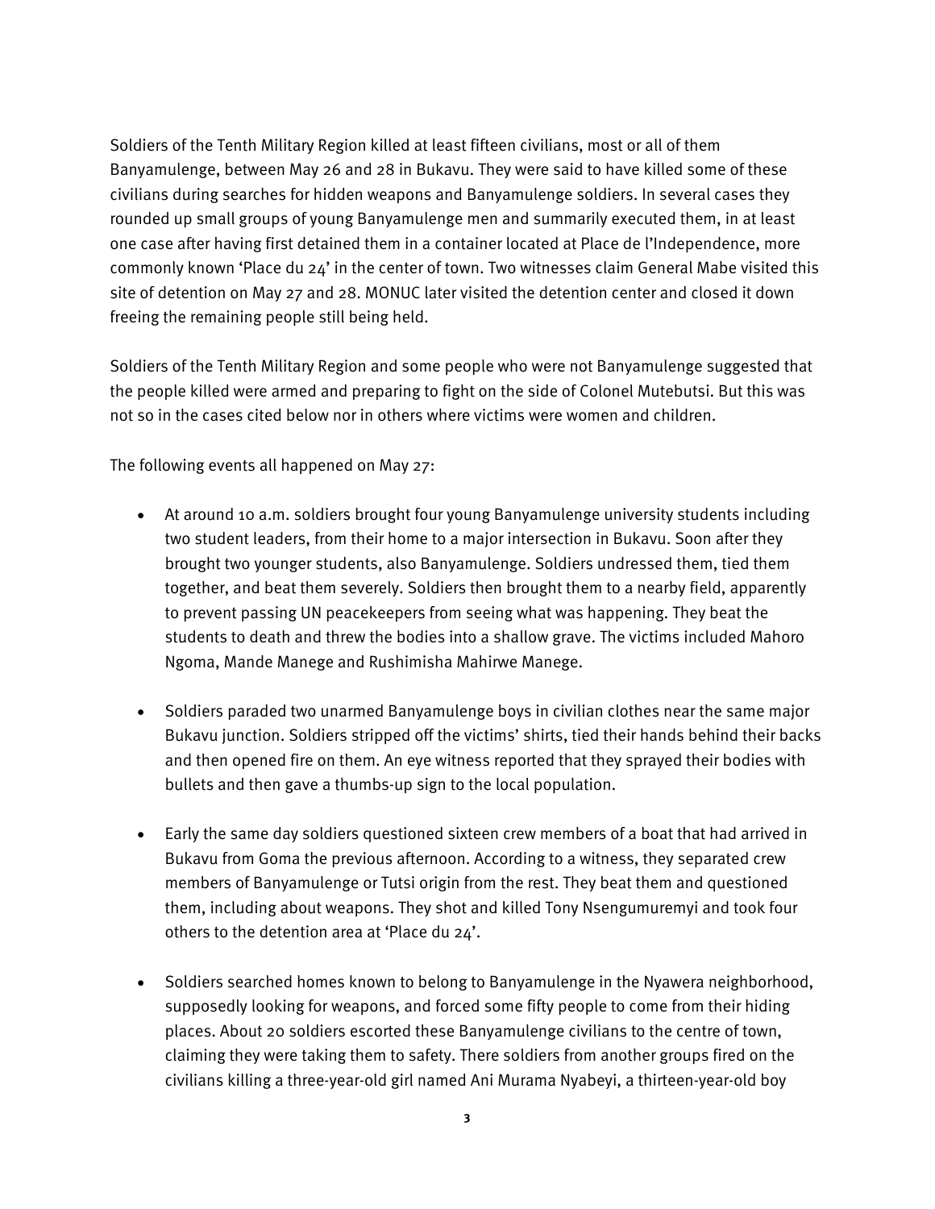Soldiers of the Tenth Military Region killed at least fifteen civilians, most or all of them Banyamulenge, between May 26 and 28 in Bukavu. They were said to have killed some of these civilians during searches for hidden weapons and Banyamulenge soldiers. In several cases they rounded up small groups of young Banyamulenge men and summarily executed them, in at least one case after having first detained them in a container located at Place de l'Independence, more commonly known 'Place du 24' in the center of town. Two witnesses claim General Mabe visited this site of detention on May 27 and 28. MONUC later visited the detention center and closed it down freeing the remaining people still being held.

Soldiers of the Tenth Military Region and some people who were not Banyamulenge suggested that the people killed were armed and preparing to fight on the side of Colonel Mutebutsi. But this was not so in the cases cited below nor in others where victims were women and children.

The following events all happened on May 27:

- At around 10 a.m. soldiers brought four young Banyamulenge university students including two student leaders, from their home to a major intersection in Bukavu. Soon after they brought two younger students, also Banyamulenge. Soldiers undressed them, tied them together, and beat them severely. Soldiers then brought them to a nearby field, apparently to prevent passing UN peacekeepers from seeing what was happening. They beat the students to death and threw the bodies into a shallow grave. The victims included Mahoro Ngoma, Mande Manege and Rushimisha Mahirwe Manege.

- Soldiers paraded two unarmed Banyamulenge boys in civilian clothes near the same major Bukavu junction. Soldiers stripped off the victims' shirts, tied their hands behind their backs and then opened fire on them. An eye witness reported that they sprayed their bodies with bullets and then gave a thumbs-up sign to the local population.

- Early the same day soldiers questioned sixteen crew members of a boat that had arrived in Bukavu from Goma the previous afternoon. According to a witness, they separated crew members of Banyamulenge or Tutsi origin from the rest. They beat them and questioned them, including about weapons. They shot and killed Tony Nsengumuremyi and took four others to the detention area at 'Place du 24'.

- Soldiers searched homes known to belong to Banyamulenge in the Nyawera neighborhood, supposedly looking for weapons, and forced some fifty people to come from their hiding places. About 20 soldiers escorted these Banyamulenge civilians to the centre of town, claiming they were taking them to safety. There soldiers from another groups fired on the civilians killing a three-year-old girl named Ani Murama Nyabeyi, a thirteen-year-old boy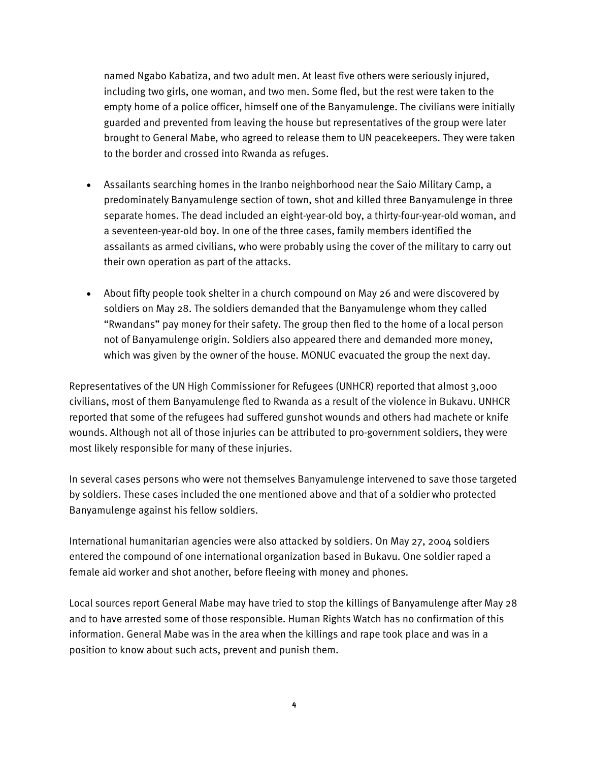named Ngabo Kabatiza, and two adult men. At least five others were seriously injured, including two girls, one woman, and two men. Some fled, but the rest were taken to the empty home of a police officer, himself one of the Banyamulenge. The civilians were initially guarded and prevented from leaving the house but representatives of the group were later brought to General Mabe, who agreed to release them to UN peacekeepers. They were taken to the border and crossed into Rwanda as refuges.

- Assailants searching homes in the Iranbo neighborhood near the Saio Military Camp, a predominately Banyamulenge section of town, shot and killed three Banyamulenge in three separate homes. The dead included an eight-year-old boy, a thirty-four-year-old woman, and a seventeen-year-old boy. In one of the three cases, family members identified the assailants as armed civilians, who were probably using the cover of the military to carry out their own operation as part of the attacks.

- About fifty people took shelter in a church compound on May 26 and were discovered by soldiers on May 28. The soldiers demanded that the Banyamulenge whom they called "Rwandans" pay money for their safety. The group then fled to the home of a local person not of Banyamulenge origin. Soldiers also appeared there and demanded more money, which was given by the owner of the house. MONUC evacuated the group the next day.

Representatives of the UN High Commissioner for Refugees (UNHCR) reported that almost 3,000 civilians, most of them Banyamulenge fled to Rwanda as a result of the violence in Bukavu. UNHCR reported that some of the refugees had suffered gunshot wounds and others had machete or knife wounds. Although not all of those injuries can be attributed to pro-government soldiers, they were most likely responsible for many of these injuries.

In several cases persons who were not themselves Banyamulenge intervened to save those targeted by soldiers. These cases included the one mentioned above and that of a soldier who protected Banyamulenge against his fellow soldiers.

International humanitarian agencies were also attacked by soldiers. On May 27, 2004 soldiers entered the compound of one international organization based in Bukavu. One soldier raped a female aid worker and shot another, before fleeing with money and phones.

Local sources report General Mabe may have tried to stop the killings of Banyamulenge after May 28 and to have arrested some of those responsible. Human Rights Watch has no confirmation of this information. General Mabe was in the area when the killings and rape took place and was in a position to know about such acts, prevent and punish them.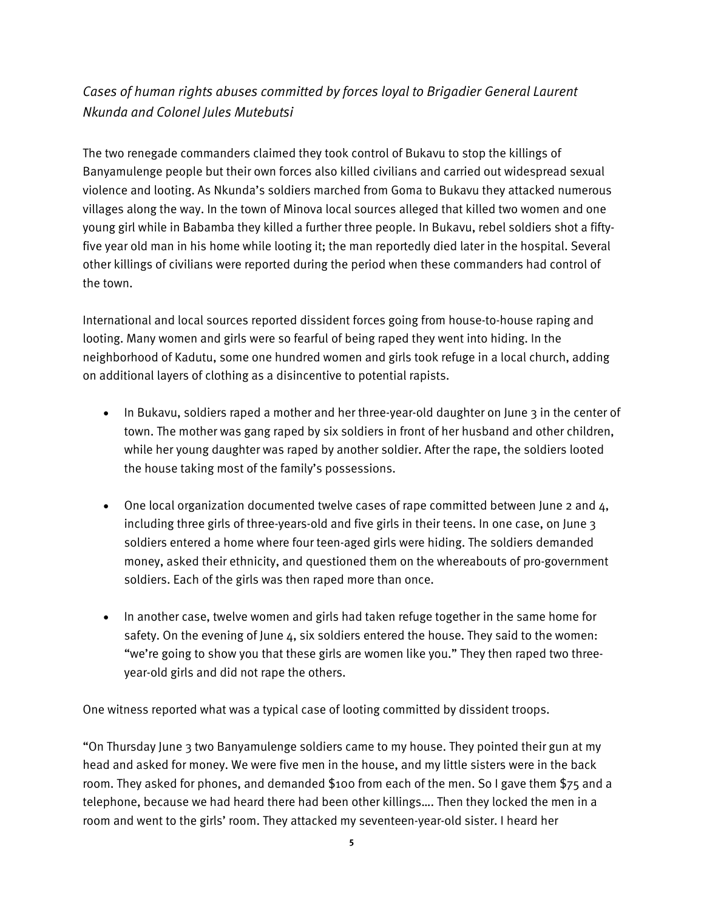*Cases of human rights abuses committed by forces loyal to Brigadier General Laurent Nkunda and Colonel Jules Mutebutsi*

The two renegade commanders claimed they took control of Bukavu to stop the killings of Banyamulenge people but their own forces also killed civilians and carried out widespread sexual violence and looting. As Nkunda's soldiers marched from Goma to Bukavu they attacked numerous villages along the way. In the town of Minova local sources alleged that killed two women and one young girl while in Babamba they killed a further three people. In Bukavu, rebel soldiers shot a fifty-five year old man in his home while looting it; the man reportedly died later in the hospital. Several other killings of civilians were reported during the period when these commanders had control of the town.

International and local sources reported dissident forces going from house-to-house raping and looting. Many women and girls were so fearful of being raped they went into hiding. In the neighborhood of Kadutu, some one hundred women and girls took refuge in a local church, adding on additional layers of clothing as a disincentive to potential rapists.

- In Bukavu, soldiers raped a mother and her three-year-old daughter on June 3 in the center of town. The mother was gang raped by six soldiers in front of her husband and other children, while her young daughter was raped by another soldier. After the rape, the soldiers looted the house taking most of the family's possessions.

- One local organization documented twelve cases of rape committed between June 2 and 4, including three girls of three-years-old and five girls in their teens. In one case, on June 3 soldiers entered a home where four teen-aged girls were hiding. The soldiers demanded money, asked their ethnicity, and questioned them on the whereabouts of pro-government soldiers. Each of the girls was then raped more than once.

- In another case, twelve women and girls had taken refuge together in the same home for safety. On the evening of June 4, six soldiers entered the house. They said to the women: "we're going to show you that these girls are women like you." They then raped two three-year-old girls and did not rape the others.

One witness reported what was a typical case of looting committed by dissident troops.

"On Thursday June 3 two Banyamulenge soldiers came to my house. They pointed their gun at my head and asked for money. We were five men in the house, and my little sisters were in the back room. They asked for phones, and demanded $100 from each of the men. So I gave them $75 and a telephone, because we had heard there had been other killings.... Then they locked the men in a room and went to the girls' room. They attacked my seventeen-year-old sister. I heard her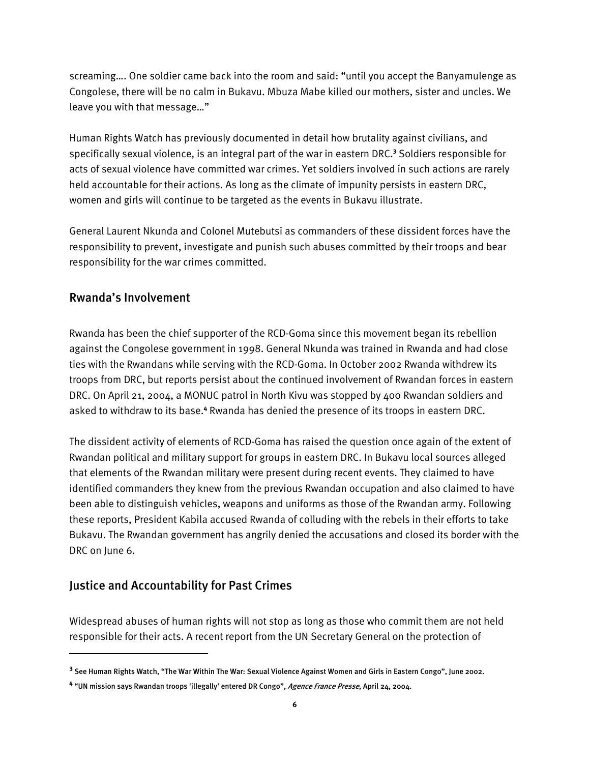screaming…. One soldier came back into the room and said: "until you accept the Banyamulenge as Congolese, there will be no calm in Bukavu. Mbuza Mabe killed our mothers, sister and uncles. We leave you with that message…"

Human Rights Watch has previously documented in detail how brutality against civilians, and specifically sexual violence, is an integral part of the war in eastern DRC.[3] Soldiers responsible for acts of sexual violence have committed war crimes. Yet soldiers involved in such actions are rarely held accountable for their actions. As long as the climate of impunity persists in eastern DRC, women and girls will continue to be targeted as the events in Bukavu illustrate.

General Laurent Nkunda and Colonel Mutebutsi as commanders of these dissident forces have the responsibility to prevent, investigate and punish such abuses committed by their troops and bear responsibility for the war crimes committed.

## Rwanda's Involvement

Rwanda has been the chief supporter of the RCD-Goma since this movement began its rebellion against the Congolese government in 1998. General Nkunda was trained in Rwanda and had close ties with the Rwandans while serving with the RCD-Goma. In October 2002 Rwanda withdrew its troops from DRC, but reports persist about the continued involvement of Rwandan forces in eastern DRC. On April 21, 2004, a MONUC patrol in North Kivu was stopped by 400 Rwandan soldiers and asked to withdraw to its base.[4] Rwanda has denied the presence of its troops in eastern DRC.

The dissident activity of elements of RCD-Goma has raised the question once again of the extent of Rwandan political and military support for groups in eastern DRC. In Bukavu local sources alleged that elements of the Rwandan military were present during recent events. They claimed to have identified commanders they knew from the previous Rwandan occupation and also claimed to have been able to distinguish vehicles, weapons and uniforms as those of the Rwandan army. Following these reports, President Kabila accused Rwanda of colluding with the rebels in their efforts to take Bukavu. The Rwandan government has angrily denied the accusations and closed its border with the DRC on June 6.

## Justice and Accountability for Past Crimes

Widespread abuses of human rights will not stop as long as those who commit them are not held responsible for their acts. A recent report from the UN Secretary General on the protection of

---

[3] See Human Rights Watch, "The War Within The War: Sexual Violence Against Women and Girls in Eastern Congo", June 2002.

[4] "UN mission says Rwandan troops 'illegally' entered DR Congo", *Agence France Presse*, April 24, 2004.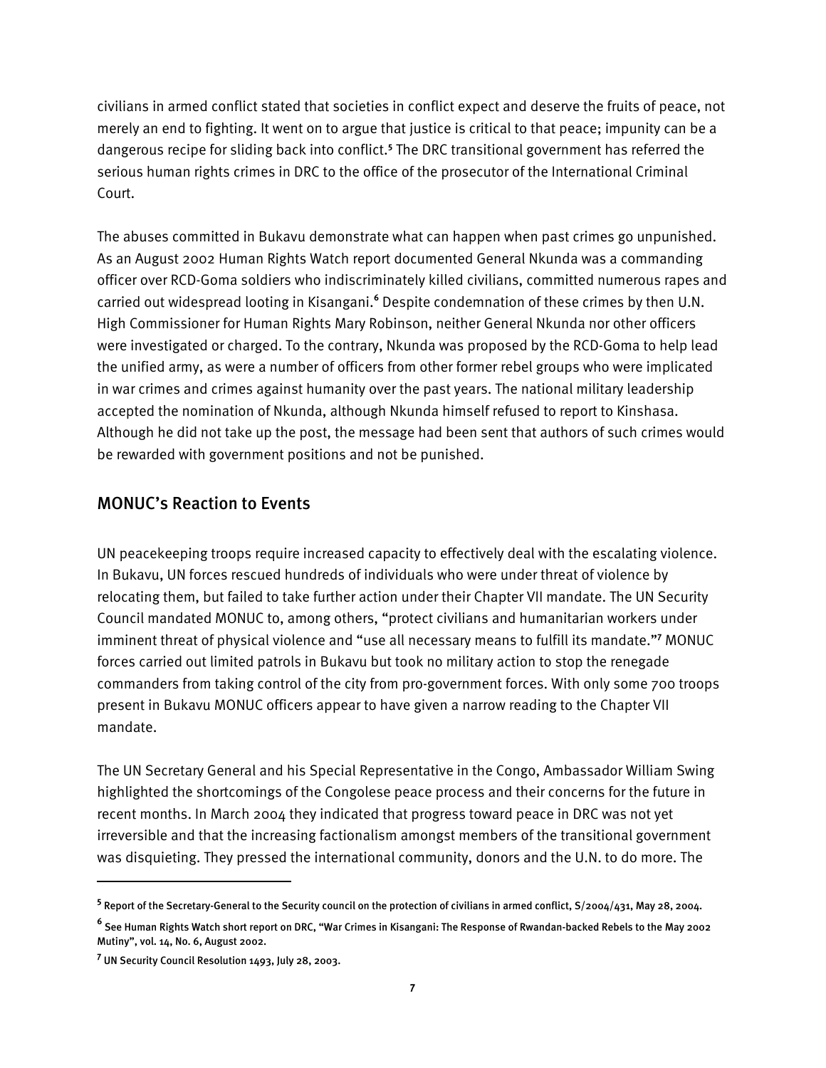civilians in armed conflict stated that societies in conflict expect and deserve the fruits of peace, not merely an end to fighting. It went on to argue that justice is critical to that peace; impunity can be a dangerous recipe for sliding back into conflict.[5] The DRC transitional government has referred the serious human rights crimes in DRC to the office of the prosecutor of the International Criminal Court.

The abuses committed in Bukavu demonstrate what can happen when past crimes go unpunished. As an August 2002 Human Rights Watch report documented General Nkunda was a commanding officer over RCD-Goma soldiers who indiscriminately killed civilians, committed numerous rapes and carried out widespread looting in Kisangani.[6] Despite condemnation of these crimes by then U.N. High Commissioner for Human Rights Mary Robinson, neither General Nkunda nor other officers were investigated or charged. To the contrary, Nkunda was proposed by the RCD-Goma to help lead the unified army, as were a number of officers from other former rebel groups who were implicated in war crimes and crimes against humanity over the past years. The national military leadership accepted the nomination of Nkunda, although Nkunda himself refused to report to Kinshasa. Although he did not take up the post, the message had been sent that authors of such crimes would be rewarded with government positions and not be punished.

## MONUC's Reaction to Events

UN peacekeeping troops require increased capacity to effectively deal with the escalating violence. In Bukavu, UN forces rescued hundreds of individuals who were under threat of violence by relocating them, but failed to take further action under their Chapter VII mandate. The UN Security Council mandated MONUC to, among others, "protect civilians and humanitarian workers under imminent threat of physical violence and "use all necessary means to fulfill its mandate."[7] MONUC forces carried out limited patrols in Bukavu but took no military action to stop the renegade commanders from taking control of the city from pro-government forces. With only some 700 troops present in Bukavu MONUC officers appear to have given a narrow reading to the Chapter VII mandate.

The UN Secretary General and his Special Representative in the Congo, Ambassador William Swing highlighted the shortcomings of the Congolese peace process and their concerns for the future in recent months. In March 2004 they indicated that progress toward peace in DRC was not yet irreversible and that the increasing factionalism amongst members of the transitional government was disquieting. They pressed the international community, donors and the U.N. to do more. The

---

[5] Report of the Secretary-General to the Security council on the protection of civilians in armed conflict, S/2004/431, May 28, 2004.

[6] See Human Rights Watch short report on DRC, "War Crimes in Kisangani: The Response of Rwandan-backed Rebels to the May 2002 Mutiny", vol. 14, No. 6, August 2002.

[7] UN Security Council Resolution 1493, July 28, 2003.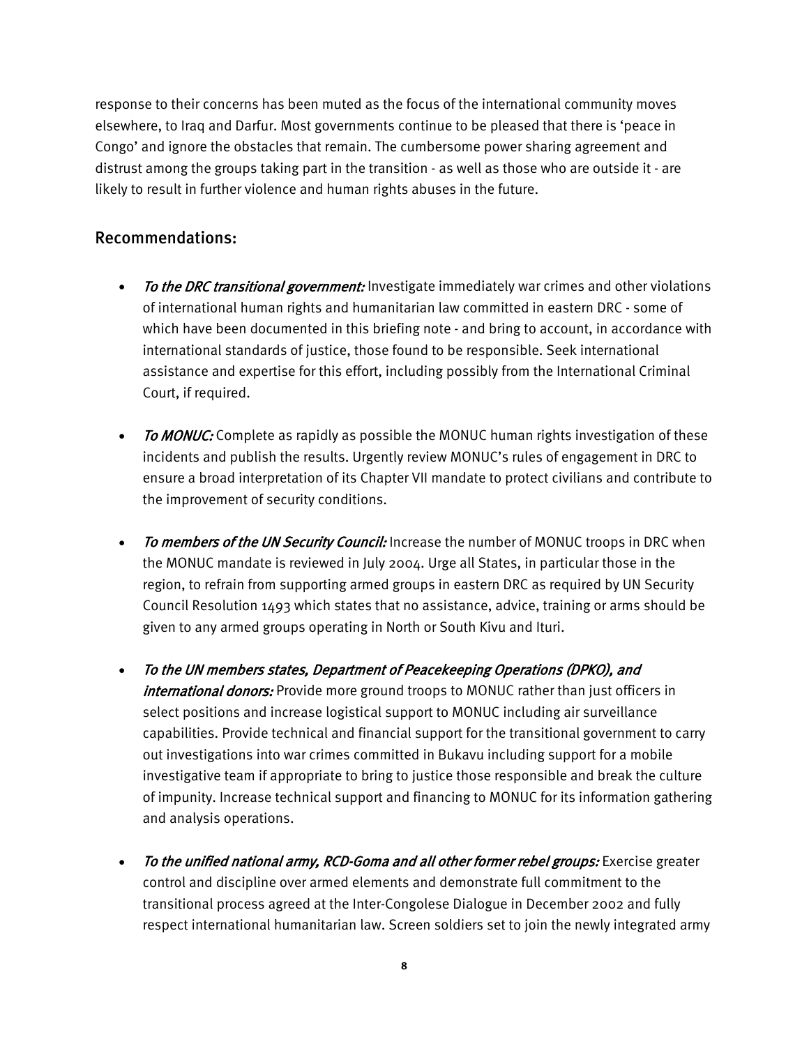response to their concerns has been muted as the focus of the international community moves elsewhere, to Iraq and Darfur. Most governments continue to be pleased that there is 'peace in Congo' and ignore the obstacles that remain. The cumbersome power sharing agreement and distrust among the groups taking part in the transition - as well as those who are outside it - are likely to result in further violence and human rights abuses in the future.

## Recommendations:

- *To the DRC transitional government:* Investigate immediately war crimes and other violations of international human rights and humanitarian law committed in eastern DRC - some of which have been documented in this briefing note - and bring to account, in accordance with international standards of justice, those found to be responsible. Seek international assistance and expertise for this effort, including possibly from the International Criminal Court, if required.

- *To MONUC:* Complete as rapidly as possible the MONUC human rights investigation of these incidents and publish the results. Urgently review MONUC's rules of engagement in DRC to ensure a broad interpretation of its Chapter VII mandate to protect civilians and contribute to the improvement of security conditions.

- *To members of the UN Security Council:* Increase the number of MONUC troops in DRC when the MONUC mandate is reviewed in July 2004. Urge all States, in particular those in the region, to refrain from supporting armed groups in eastern DRC as required by UN Security Council Resolution 1493 which states that no assistance, advice, training or arms should be given to any armed groups operating in North or South Kivu and Ituri.

- *To the UN members states, Department of Peacekeeping Operations (DPKO), and international donors:* Provide more ground troops to MONUC rather than just officers in select positions and increase logistical support to MONUC including air surveillance capabilities. Provide technical and financial support for the transitional government to carry out investigations into war crimes committed in Bukavu including support for a mobile investigative team if appropriate to bring to justice those responsible and break the culture of impunity. Increase technical support and financing to MONUC for its information gathering and analysis operations.

- *To the unified national army, RCD-Goma and all other former rebel groups:* Exercise greater control and discipline over armed elements and demonstrate full commitment to the transitional process agreed at the Inter-Congolese Dialogue in December 2002 and fully respect international humanitarian law. Screen soldiers set to join the newly integrated army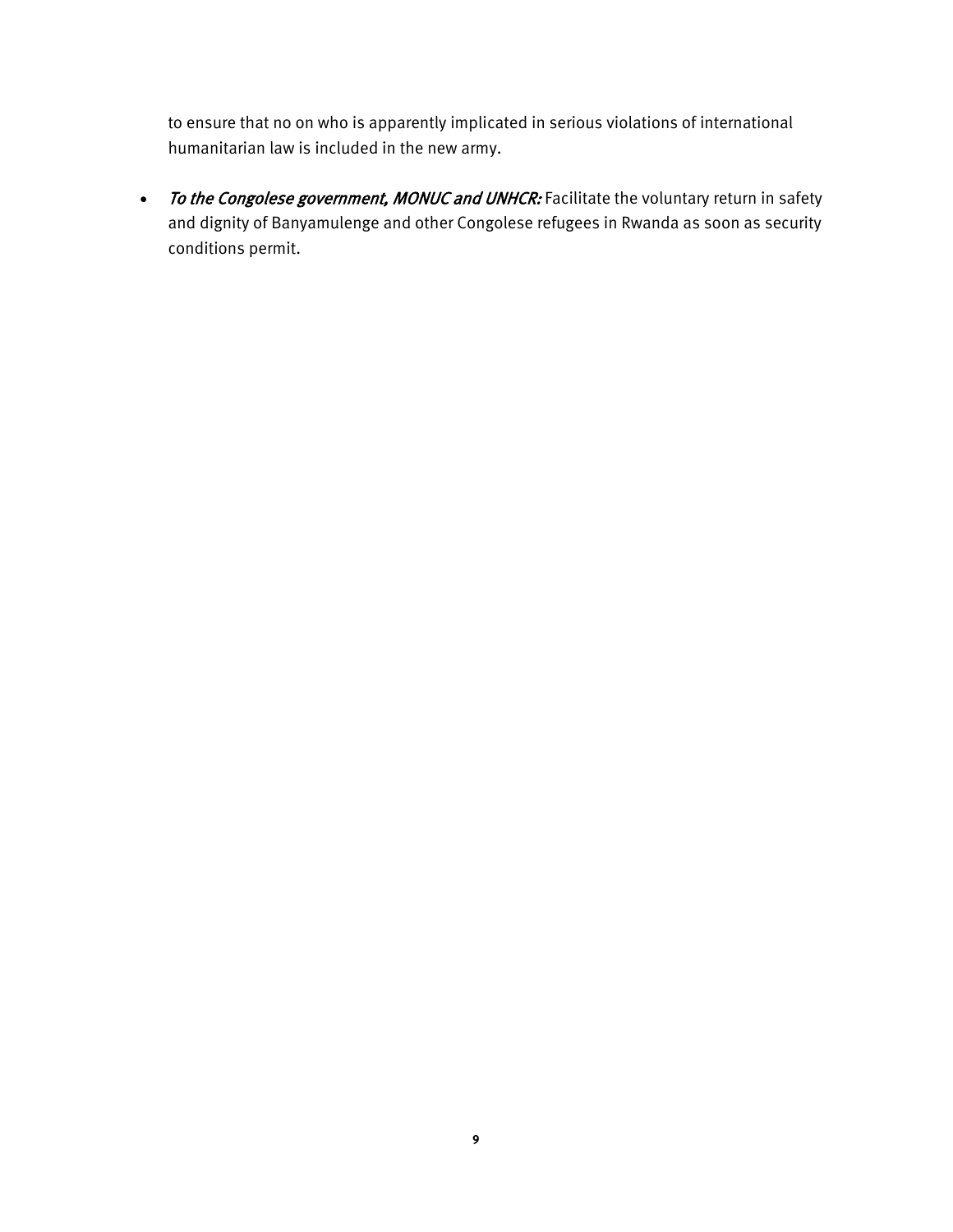to ensure that no on who is apparently implicated in serious violations of international humanitarian law is included in the new army.

- *To the Congolese government, MONUC and UNHCR:* Facilitate the voluntary return in safety and dignity of Banyamulenge and other Congolese refugees in Rwanda as soon as security conditions permit.